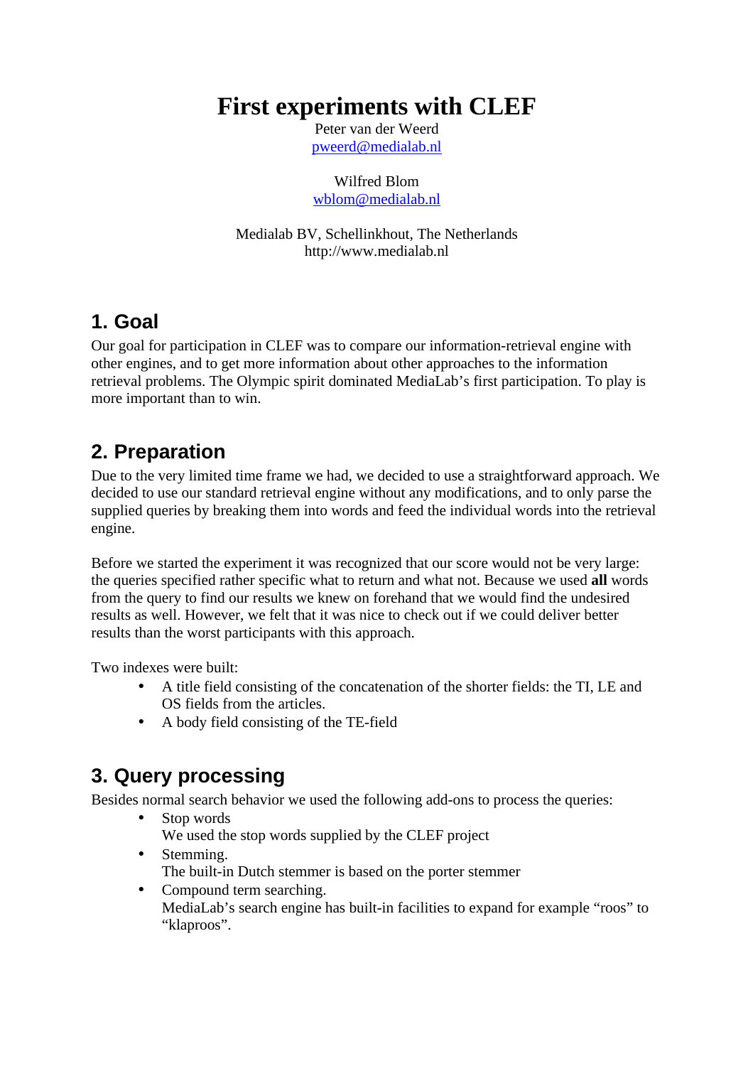# First experiments with CLEF

Peter van der Weerd
pweerd@medialab.nl

Wilfred Blom
wblom@medialab.nl

Medialab BV, Schellinkhout, The Netherlands
http://www.medialab.nl

## 1. Goal

Our goal for participation in CLEF was to compare our information-retrieval engine with other engines, and to get more information about other approaches to the information retrieval problems. The Olympic spirit dominated MediaLab's first participation. To play is more important than to win.

## 2. Preparation

Due to the very limited time frame we had, we decided to use a straightforward approach. We decided to use our standard retrieval engine without any modifications, and to only parse the supplied queries by breaking them into words and feed the individual words into the retrieval engine.

Before we started the experiment it was recognized that our score would not be very large: the queries specified rather specific what to return and what not. Because we used **all** words from the query to find our results we knew on forehand that we would find the undesired results as well. However, we felt that it was nice to check out if we could deliver better results than the worst participants with this approach.

Two indexes were built:

- A title field consisting of the concatenation of the shorter fields: the TI, LE and OS fields from the articles.
- A body field consisting of the TE-field

## 3. Query processing

Besides normal search behavior we used the following add-ons to process the queries:

- Stop words
  We used the stop words supplied by the CLEF project
- Stemming.
  The built-in Dutch stemmer is based on the porter stemmer
- Compound term searching.
  MediaLab's search engine has built-in facilities to expand for example "roos" to "klaproos".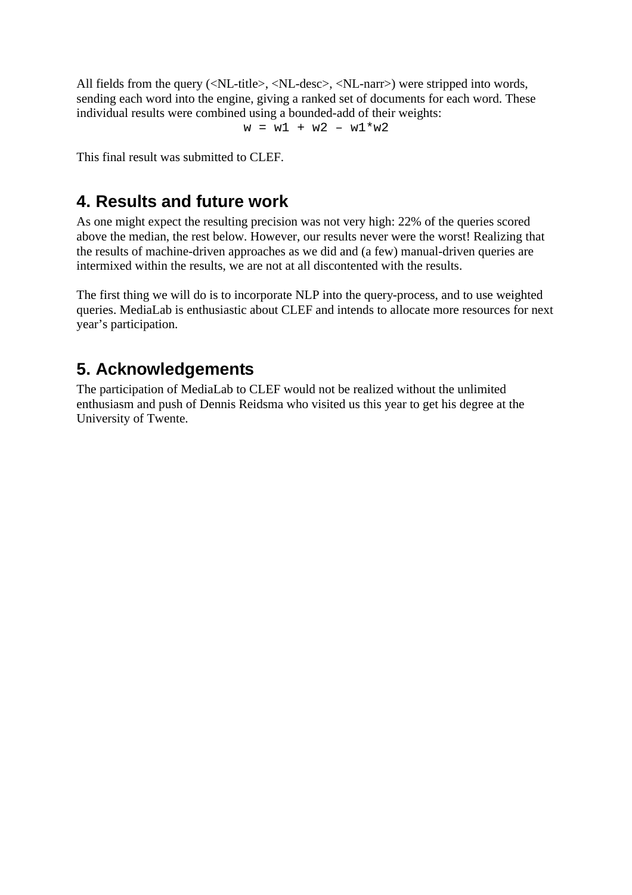All fields from the query (<NL-title>, <NL-desc>, <NL-narr>) were stripped into words, sending each word into the engine, giving a ranked set of documents for each word. These individual results were combined using a bounded-add of their weights:

$$w = w1 + w2 - w1*w2$$

This final result was submitted to CLEF.

## 4. Results and future work

As one might expect the resulting precision was not very high: 22% of the queries scored above the median, the rest below. However, our results never were the worst! Realizing that the results of machine-driven approaches as we did and (a few) manual-driven queries are intermixed within the results, we are not at all discontented with the results.

The first thing we will do is to incorporate NLP into the query-process, and to use weighted queries. MediaLab is enthusiastic about CLEF and intends to allocate more resources for next year's participation.

## 5. Acknowledgements

The participation of MediaLab to CLEF would not be realized without the unlimited enthusiasm and push of Dennis Reidsma who visited us this year to get his degree at the University of Twente.